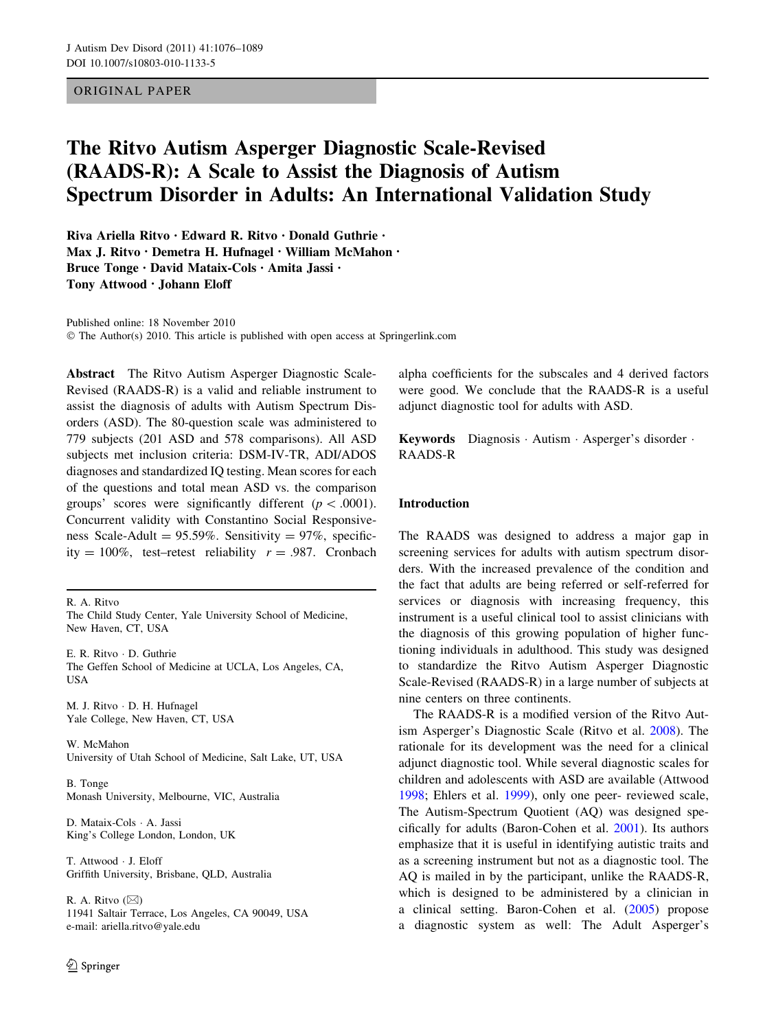ORIGINAL PAPER

# The Ritvo Autism Asperger Diagnostic Scale-Revised (RAADS-R): A Scale to Assist the Diagnosis of Autism Spectrum Disorder in Adults: An International Validation Study

**Riva Ariella Ritvo · Edward R. Ritvo · Donald Guthrie · Max J. Ritvo · Demetra H. Hufnagel · William McMahon · Bruce Tonge · David Mataix-Cols · Amita Jassi · Tony Attwood · Johann Eloff**

Published online: 18 November 2010
© The Author(s) 2010. This article is published with open access at Springerlink.com

**Abstract** The Ritvo Autism Asperger Diagnostic Scale-Revised (RAADS-R) is a valid and reliable instrument to assist the diagnosis of adults with Autism Spectrum Disorders (ASD). The 80-question scale was administered to 779 subjects (201 ASD and 578 comparisons). All ASD subjects met inclusion criteria: DSM-IV-TR, ADI/ADOS diagnoses and standardized IQ testing. Mean scores for each of the questions and total mean ASD vs. the comparison groups' scores were significantly different ($p < .0001$). Concurrent validity with Constantino Social Responsiveness Scale-Adult = 95.59%. Sensitivity = 97%, specificity = 100%, test–retest reliability $r = .987$. Cronbach alpha coefficients for the subscales and 4 derived factors were good. We conclude that the RAADS-R is a useful adjunct diagnostic tool for adults with ASD.

**Keywords** Diagnosis · Autism · Asperger's disorder · RAADS-R

R. A. Ritvo
The Child Study Center, Yale University School of Medicine, New Haven, CT, USA

E. R. Ritvo · D. Guthrie
The Geffen School of Medicine at UCLA, Los Angeles, CA, USA

M. J. Ritvo · D. H. Hufnagel
Yale College, New Haven, CT, USA

W. McMahon
University of Utah School of Medicine, Salt Lake, UT, USA

B. Tonge
Monash University, Melbourne, VIC, Australia

D. Mataix-Cols · A. Jassi
King's College London, London, UK

T. Attwood · J. Eloff
Griffith University, Brisbane, QLD, Australia

R. A. Ritvo (✉)
11941 Saltair Terrace, Los Angeles, CA 90049, USA
e-mail: ariella.ritvo@yale.edu

## Introduction

The RAADS was designed to address a major gap in screening services for adults with autism spectrum disorders. With the increased prevalence of the condition and the fact that adults are being referred or self-referred for services or diagnosis with increasing frequency, this instrument is a useful clinical tool to assist clinicians with the diagnosis of this growing population of higher functioning individuals in adulthood. This study was designed to standardize the Ritvo Autism Asperger Diagnostic Scale-Revised (RAADS-R) in a large number of subjects at nine centers on three continents.

The RAADS-R is a modified version of the Ritvo Autism Asperger's Diagnostic Scale (Ritvo et al. 2008). The rationale for its development was the need for a clinical adjunct diagnostic tool. While several diagnostic scales for children and adolescents with ASD are available (Attwood 1998; Ehlers et al. 1999), only one peer- reviewed scale, The Autism-Spectrum Quotient (AQ) was designed specifically for adults (Baron-Cohen et al. 2001). Its authors emphasize that it is useful in identifying autistic traits and as a screening instrument but not as a diagnostic tool. The AQ is mailed in by the participant, unlike the RAADS-R, which is designed to be administered by a clinician in a clinical setting. Baron-Cohen et al. (2005) propose a diagnostic system as well: The Adult Asperger's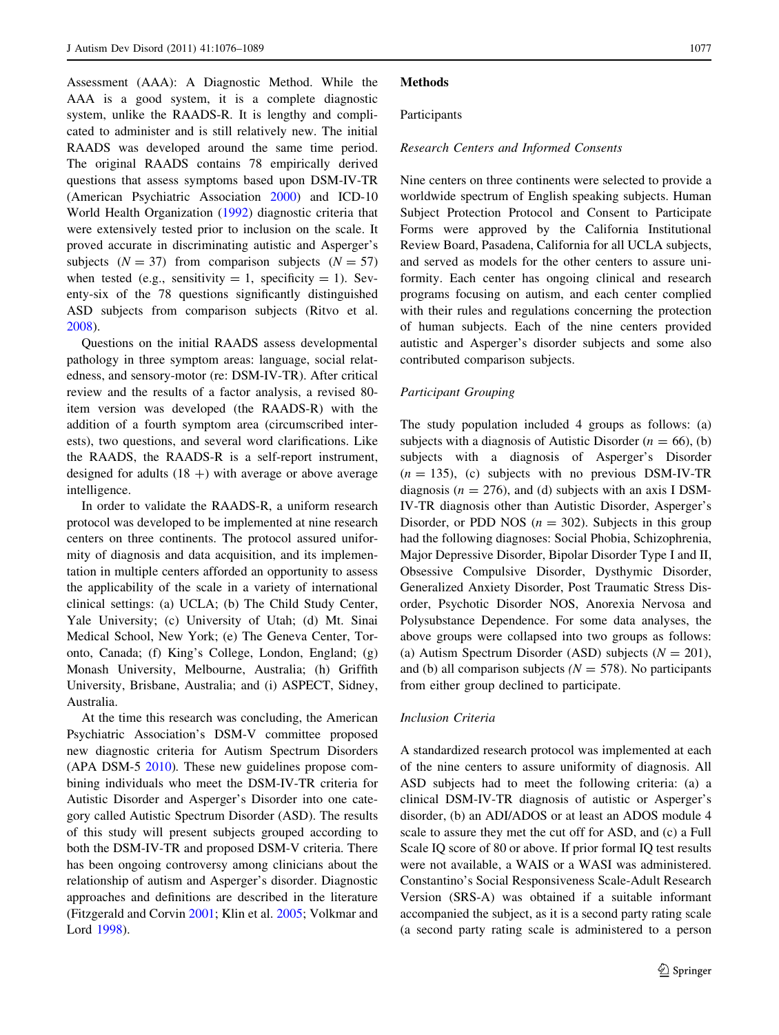Assessment (AAA): A Diagnostic Method. While the AAA is a good system, it is a complete diagnostic system, unlike the RAADS-R. It is lengthy and complicated to administer and is still relatively new. The initial RAADS was developed around the same time period. The original RAADS contains 78 empirically derived questions that assess symptoms based upon DSM-IV-TR (American Psychiatric Association 2000) and ICD-10 World Health Organization (1992) diagnostic criteria that were extensively tested prior to inclusion on the scale. It proved accurate in discriminating autistic and Asperger's subjects ($N = 37$) from comparison subjects ($N = 57$) when tested (e.g., sensitivity = 1, specificity = 1). Seventy-six of the 78 questions significantly distinguished ASD subjects from comparison subjects (Ritvo et al. 2008).

Questions on the initial RAADS assess developmental pathology in three symptom areas: language, social relatedness, and sensory-motor (re: DSM-IV-TR). After critical review and the results of a factor analysis, a revised 80-item version was developed (the RAADS-R) with the addition of a fourth symptom area (circumscribed interests), two questions, and several word clarifications. Like the RAADS, the RAADS-R is a self-report instrument, designed for adults (18 +) with average or above average intelligence.

In order to validate the RAADS-R, a uniform research protocol was developed to be implemented at nine research centers on three continents. The protocol assured uniformity of diagnosis and data acquisition, and its implementation in multiple centers afforded an opportunity to assess the applicability of the scale in a variety of international clinical settings: (a) UCLA; (b) The Child Study Center, Yale University; (c) University of Utah; (d) Mt. Sinai Medical School, New York; (e) The Geneva Center, Toronto, Canada; (f) King's College, London, England; (g) Monash University, Melbourne, Australia; (h) Griffith University, Brisbane, Australia; and (i) ASPECT, Sidney, Australia.

At the time this research was concluding, the American Psychiatric Association's DSM-V committee proposed new diagnostic criteria for Autism Spectrum Disorders (APA DSM-5 2010). These new guidelines propose combining individuals who meet the DSM-IV-TR criteria for Autistic Disorder and Asperger's Disorder into one category called Autistic Spectrum Disorder (ASD). The results of this study will present subjects grouped according to both the DSM-IV-TR and proposed DSM-V criteria. There has been ongoing controversy among clinicians about the relationship of autism and Asperger's disorder. Diagnostic approaches and definitions are described in the literature (Fitzgerald and Corvin 2001; Klin et al. 2005; Volkmar and Lord 1998).

## Methods

### Participants

#### *Research Centers and Informed Consents*

Nine centers on three continents were selected to provide a worldwide spectrum of English speaking subjects. Human Subject Protection Protocol and Consent to Participate Forms were approved by the California Institutional Review Board, Pasadena, California for all UCLA subjects, and served as models for the other centers to assure uniformity. Each center has ongoing clinical and research programs focusing on autism, and each center complied with their rules and regulations concerning the protection of human subjects. Each of the nine centers provided autistic and Asperger's disorder subjects and some also contributed comparison subjects.

#### *Participant Grouping*

The study population included 4 groups as follows: (a) subjects with a diagnosis of Autistic Disorder ($n = 66$), (b) subjects with a diagnosis of Asperger's Disorder ($n = 135$), (c) subjects with no previous DSM-IV-TR diagnosis ($n = 276$), and (d) subjects with an axis I DSM-IV-TR diagnosis other than Autistic Disorder, Asperger's Disorder, or PDD NOS ($n = 302$). Subjects in this group had the following diagnoses: Social Phobia, Schizophrenia, Major Depressive Disorder, Bipolar Disorder Type I and II, Obsessive Compulsive Disorder, Dysthymic Disorder, Generalized Anxiety Disorder, Post Traumatic Stress Disorder, Psychotic Disorder NOS, Anorexia Nervosa and Polysubstance Dependence. For some data analyses, the above groups were collapsed into two groups as follows: (a) Autism Spectrum Disorder (ASD) subjects ($N = 201$), and (b) all comparison subjects ($N = 578$). No participants from either group declined to participate.

#### *Inclusion Criteria*

A standardized research protocol was implemented at each of the nine centers to assure uniformity of diagnosis. All ASD subjects had to meet the following criteria: (a) a clinical DSM-IV-TR diagnosis of autistic or Asperger's disorder, (b) an ADI/ADOS or at least an ADOS module 4 scale to assure they met the cut off for ASD, and (c) a Full Scale IQ score of 80 or above. If prior formal IQ test results were not available, a WAIS or a WASI was administered. Constantino's Social Responsiveness Scale-Adult Research Version (SRS-A) was obtained if a suitable informant accompanied the subject, as it is a second party rating scale (a second party rating scale is administered to a person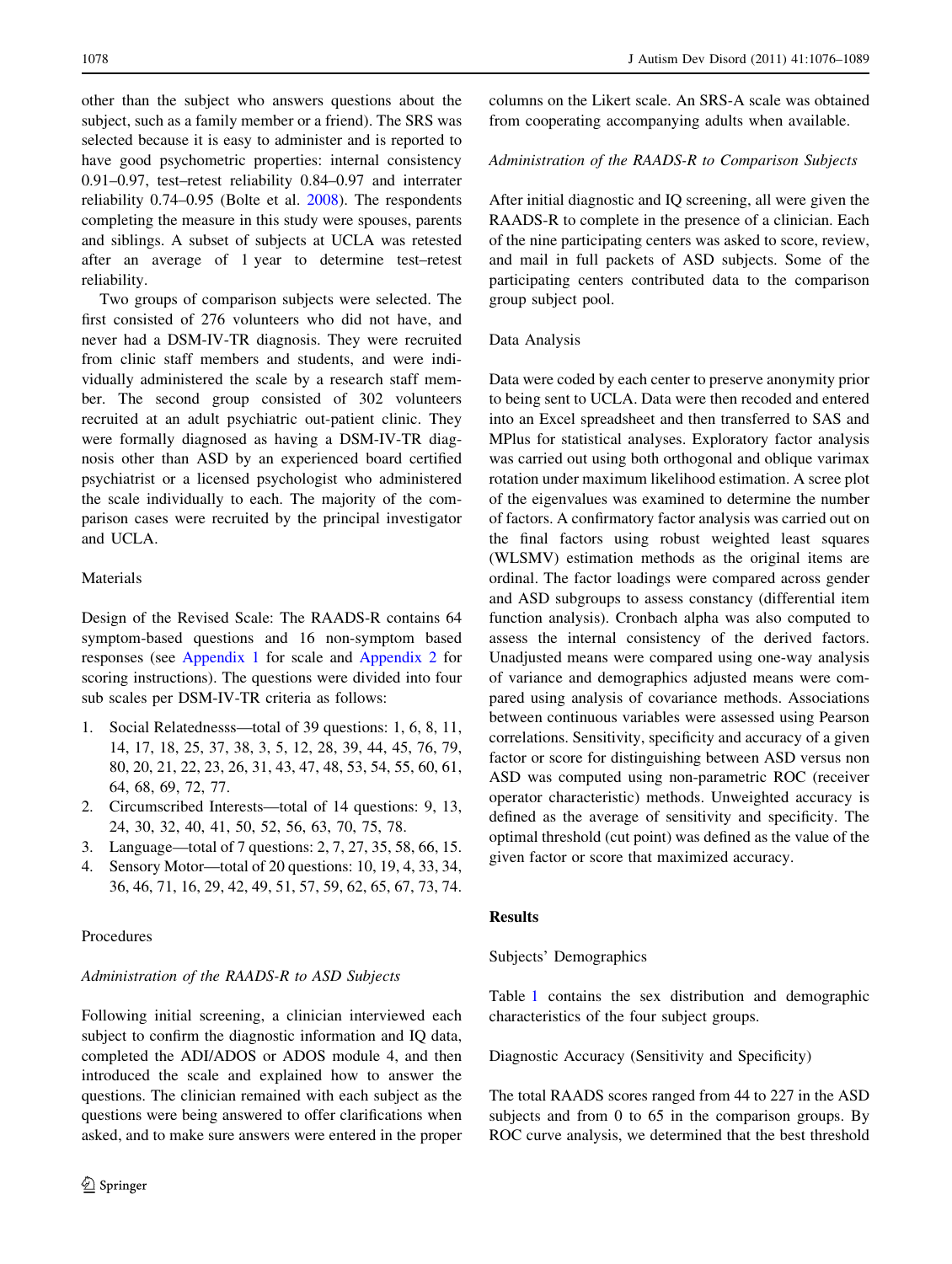other than the subject who answers questions about the subject, such as a family member or a friend). The SRS was selected because it is easy to administer and is reported to have good psychometric properties: internal consistency 0.91–0.97, test–retest reliability 0.84–0.97 and interrater reliability 0.74–0.95 (Bolte et al. 2008). The respondents completing the measure in this study were spouses, parents and siblings. A subset of subjects at UCLA was retested after an average of 1 year to determine test–retest reliability.

Two groups of comparison subjects were selected. The first consisted of 276 volunteers who did not have, and never had a DSM-IV-TR diagnosis. They were recruited from clinic staff members and students, and were individually administered the scale by a research staff member. The second group consisted of 302 volunteers recruited at an adult psychiatric out-patient clinic. They were formally diagnosed as having a DSM-IV-TR diagnosis other than ASD by an experienced board certified psychiatrist or a licensed psychologist who administered the scale individually to each. The majority of the comparison cases were recruited by the principal investigator and UCLA.

## Materials

Design of the Revised Scale: The RAADS-R contains 64 symptom-based questions and 16 non-symptom based responses (see Appendix 1 for scale and Appendix 2 for scoring instructions). The questions were divided into four sub scales per DSM-IV-TR criteria as follows:

1. Social Relatednesss—total of 39 questions: 1, 6, 8, 11, 14, 17, 18, 25, 37, 38, 3, 5, 12, 28, 39, 44, 45, 76, 79, 80, 20, 21, 22, 23, 26, 31, 43, 47, 48, 53, 54, 55, 60, 61, 64, 68, 69, 72, 77.
2. Circumscribed Interests—total of 14 questions: 9, 13, 24, 30, 32, 40, 41, 50, 52, 56, 63, 70, 75, 78.
3. Language—total of 7 questions: 2, 7, 27, 35, 58, 66, 15.
4. Sensory Motor—total of 20 questions: 10, 19, 4, 33, 34, 36, 46, 71, 16, 29, 42, 49, 51, 57, 59, 62, 65, 67, 73, 74.

## Procedures

### *Administration of the RAADS-R to ASD Subjects*

Following initial screening, a clinician interviewed each subject to confirm the diagnostic information and IQ data, completed the ADI/ADOS or ADOS module 4, and then introduced the scale and explained how to answer the questions. The clinician remained with each subject as the questions were being answered to offer clarifications when asked, and to make sure answers were entered in the proper columns on the Likert scale. An SRS-A scale was obtained from cooperating accompanying adults when available.

### *Administration of the RAADS-R to Comparison Subjects*

After initial diagnostic and IQ screening, all were given the RAADS-R to complete in the presence of a clinician. Each of the nine participating centers was asked to score, review, and mail in full packets of ASD subjects. Some of the participating centers contributed data to the comparison group subject pool.

## Data Analysis

Data were coded by each center to preserve anonymity prior to being sent to UCLA. Data were then recoded and entered into an Excel spreadsheet and then transferred to SAS and MPlus for statistical analyses. Exploratory factor analysis was carried out using both orthogonal and oblique varimax rotation under maximum likelihood estimation. A scree plot of the eigenvalues was examined to determine the number of factors. A confirmatory factor analysis was carried out on the final factors using robust weighted least squares (WLSMV) estimation methods as the original items are ordinal. The factor loadings were compared across gender and ASD subgroups to assess constancy (differential item function analysis). Cronbach alpha was also computed to assess the internal consistency of the derived factors. Unadjusted means were compared using one-way analysis of variance and demographics adjusted means were compared using analysis of covariance methods. Associations between continuous variables were assessed using Pearson correlations. Sensitivity, specificity and accuracy of a given factor or score for distinguishing between ASD versus non ASD was computed using non-parametric ROC (receiver operator characteristic) methods. Unweighted accuracy is defined as the average of sensitivity and specificity. The optimal threshold (cut point) was defined as the value of the given factor or score that maximized accuracy.

# Results

## Subjects' Demographics

Table 1 contains the sex distribution and demographic characteristics of the four subject groups.

## Diagnostic Accuracy (Sensitivity and Specificity)

The total RAADS scores ranged from 44 to 227 in the ASD subjects and from 0 to 65 in the comparison groups. By ROC curve analysis, we determined that the best threshold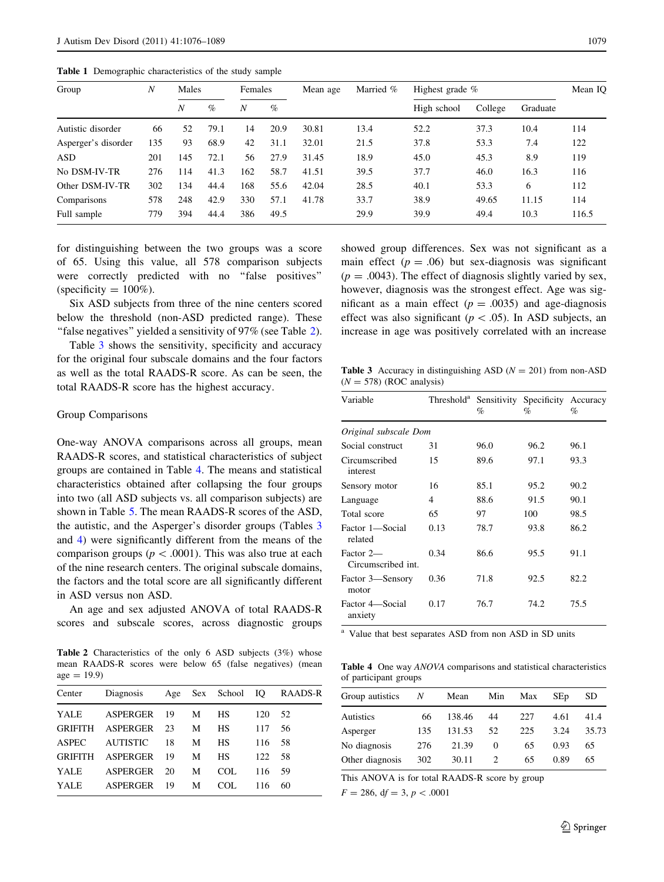**Table 1** Demographic characteristics of the study sample

| Group | N | Males | | Females | | Mean age | Married % | Highest grade % | | | Mean IQ |
|---|---|---|---|---|---|---|---|---|---|---|---|
| | | N | % | N | % | | | High school | College | Graduate | |
| Autistic disorder | 66 | 52 | 79.1 | 14 | 20.9 | 30.81 | 13.4 | 52.2 | 37.3 | 10.4 | 114 |
| Asperger's disorder | 135 | 93 | 68.9 | 42 | 31.1 | 32.01 | 21.5 | 37.8 | 53.3 | 7.4 | 122 |
| ASD | 201 | 145 | 72.1 | 56 | 27.9 | 31.45 | 18.9 | 45.0 | 45.3 | 8.9 | 119 |
| No DSM-IV-TR | 276 | 114 | 41.3 | 162 | 58.7 | 41.51 | 39.5 | 37.7 | 46.0 | 16.3 | 116 |
| Other DSM-IV-TR | 302 | 134 | 44.4 | 168 | 55.6 | 42.04 | 28.5 | 40.1 | 53.3 | 6 | 112 |
| Comparisons | 578 | 248 | 42.9 | 330 | 57.1 | 41.78 | 33.7 | 38.9 | 49.65 | 11.15 | 114 |
| Full sample | 779 | 394 | 44.4 | 386 | 49.5 | | 29.9 | 39.9 | 49.4 | 10.3 | 116.5 |

for distinguishing between the two groups was a score of 65. Using this value, all 578 comparison subjects were correctly predicted with no "false positives" (specificity = 100%).

Six ASD subjects from three of the nine centers scored below the threshold (non-ASD predicted range). These "false negatives" yielded a sensitivity of 97% (see Table 2).

Table 3 shows the sensitivity, specificity and accuracy for the original four subscale domains and the four factors as well as the total RAADS-R score. As can be seen, the total RAADS-R score has the highest accuracy.

### Group Comparisons

One-way ANOVA comparisons across all groups, mean RAADS-R scores, and statistical characteristics of subject groups are contained in Table 4. The means and statistical characteristics obtained after collapsing the four groups into two (all ASD subjects vs. all comparison subjects) are shown in Table 5. The mean RAADS-R scores of the ASD, the autistic, and the Asperger's disorder groups (Tables 3 and 4) were significantly different from the means of the comparison groups ($p < .0001$). This was also true at each of the nine research centers. The original subscale domains, the factors and the total score are all significantly different in ASD versus non ASD.

An age and sex adjusted ANOVA of total RAADS-R scores and subscale scores, across diagnostic groups showed group differences. Sex was not significant as a main effect ($p = .06$) but sex-diagnosis was significant ($p = .0043$). The effect of diagnosis slightly varied by sex, however, diagnosis was the strongest effect. Age was significant as a main effect ($p = .0035$) and age-diagnosis effect was also significant ($p < .05$). In ASD subjects, an increase in age was positively correlated with an increase

**Table 2** Characteristics of the only 6 ASD subjects (3%) whose mean RAADS-R scores were below 65 (false negatives) (mean age = 19.9)

| Center | Diagnosis | Age | Sex | School | IQ | RAADS-R |
|---|---|---|---|---|---|---|
| YALE | ASPERGER | 19 | M | HS | 120 | 52 |
| GRIFITH | ASPERGER | 23 | M | HS | 117 | 56 |
| ASPEC | AUTISTIC | 18 | M | HS | 116 | 58 |
| GRIFITH | ASPERGER | 19 | M | HS | 122 | 58 |
| YALE | ASPERGER | 20 | M | COL | 116 | 59 |
| YALE | ASPERGER | 19 | M | COL | 116 | 60 |

**Table 3** Accuracy in distinguishing ASD ($N = 201$) from non-ASD ($N = 578$) (ROC analysis)

| Variable | Threshold[a] | Sensitivity % | Specificity % | Accuracy % |
|---|---|---|---|---|
| *Original subscale Dom* | | | | |
| Social construct | 31 | 96.0 | 96.2 | 96.1 |
| Circumscribed interest | 15 | 89.6 | 97.1 | 93.3 |
| Sensory motor | 16 | 85.1 | 95.2 | 90.2 |
| Language | 4 | 88.6 | 91.5 | 90.1 |
| Total score | 65 | 97 | 100 | 98.5 |
| Factor 1—Social related | 0.13 | 78.7 | 93.8 | 86.2 |
| Factor 2—Circumscribed int. | 0.34 | 86.6 | 95.5 | 91.1 |
| Factor 3—Sensory motor | 0.36 | 71.8 | 92.5 | 82.2 |
| Factor 4—Social anxiety | 0.17 | 76.7 | 74.2 | 75.5 |

[a] Value that best separates ASD from non ASD in SD units

**Table 4** One way *ANOVA* comparisons and statistical characteristics of participant groups

| Group autistics | N | Mean | Min | Max | SEp | SD |
|---|---|---|---|---|---|---|
| Autistics | 66 | 138.46 | 44 | 227 | 4.61 | 41.4 |
| Asperger | 135 | 131.53 | 52 | 225 | 3.24 | 35.73 |
| No diagnosis | 276 | 21.39 | 0 | 65 | 0.93 | 65 |
| Other diagnosis | 302 | 30.11 | 2 | 65 | 0.89 | 65 |

This ANOVA is for total RAADS-R score by group

$F = 286$, df = 3, $p < .0001$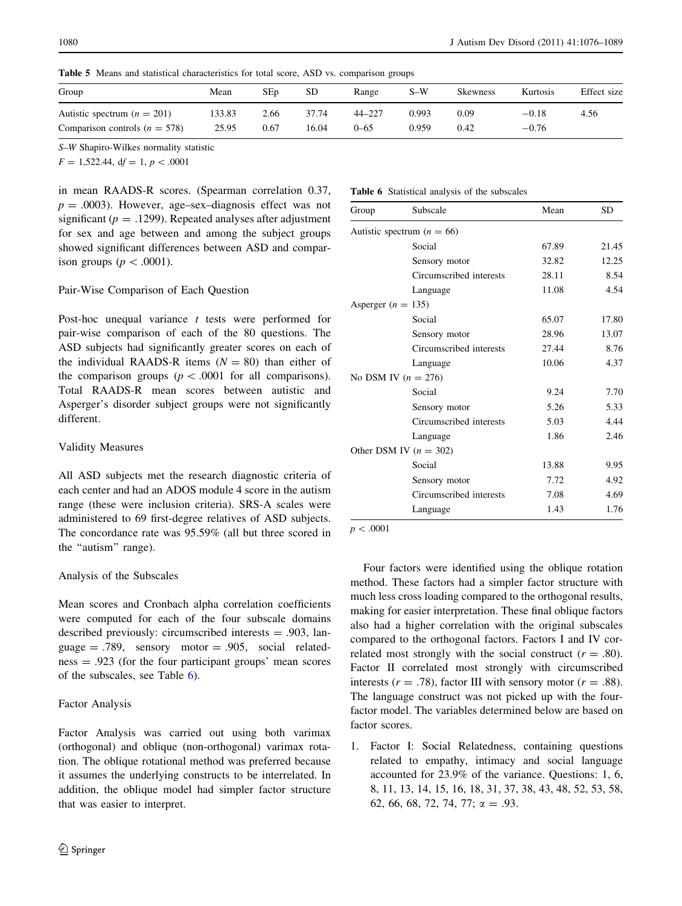**Table 5** Means and statistical characteristics for total score, ASD vs. comparison groups

| Group | Mean | SEp | SD | Range | S–W | Skewness | Kurtosis | Effect size |
|---|---|---|---|---|---|---|---|---|
| Autistic spectrum ($n = 201$) | 133.83 | 2.66 | 37.74 | 44–227 | 0.993 | 0.09 | −0.18 | 4.56 |
| Comparison controls ($n = 578$) | 25.95 | 0.67 | 16.04 | 0–65 | 0.959 | 0.42 | −0.76 | |

*S–W* Shapiro-Wilkes normality statistic

$F = 1{,}522.44$, df = 1, $p < .0001$

in mean RAADS-R scores. (Spearman correlation 0.37, $p = .0003$). However, age–sex–diagnosis effect was not significant ($p = .1299$). Repeated analyses after adjustment for sex and age between and among the subject groups showed significant differences between ASD and comparison groups ($p < .0001$).

### Pair-Wise Comparison of Each Question

Post-hoc unequal variance $t$ tests were performed for pair-wise comparison of each of the 80 questions. The ASD subjects had significantly greater scores on each of the individual RAADS-R items ($N = 80$) than either of the comparison groups ($p < .0001$ for all comparisons). Total RAADS-R mean scores between autistic and Asperger's disorder subject groups were not significantly different.

### Validity Measures

All ASD subjects met the research diagnostic criteria of each center and had an ADOS module 4 score in the autism range (these were inclusion criteria). SRS-A scales were administered to 69 first-degree relatives of ASD subjects. The concordance rate was 95.59% (all but three scored in the "autism" range).

### Analysis of the Subscales

Mean scores and Cronbach alpha correlation coefficients were computed for each of the four subscale domains described previously: circumscribed interests = .903, language = .789, sensory motor = .905, social relatedness = .923 (for the four participant groups' mean scores of the subscales, see Table 6).

### Factor Analysis

Factor Analysis was carried out using both varimax (orthogonal) and oblique (non-orthogonal) varimax rotation. The oblique rotational method was preferred because it assumes the underlying constructs to be interrelated. In addition, the oblique model had simpler factor structure that was easier to interpret.

**Table 6** Statistical analysis of the subscales

| Group | Subscale | Mean | SD |
|---|---|---|---|
| Autistic spectrum ($n = 66$) | | | |
| | Social | 67.89 | 21.45 |
| | Sensory motor | 32.82 | 12.25 |
| | Circumscribed interests | 28.11 | 8.54 |
| | Language | 11.08 | 4.54 |
| Asperger ($n = 135$) | | | |
| | Social | 65.07 | 17.80 |
| | Sensory motor | 28.96 | 13.07 |
| | Circumscribed interests | 27.44 | 8.76 |
| | Language | 10.06 | 4.37 |
| No DSM IV ($n = 276$) | | | |
| | Social | 9.24 | 7.70 |
| | Sensory motor | 5.26 | 5.33 |
| | Circumscribed interests | 5.03 | 4.44 |
| | Language | 1.86 | 2.46 |
| Other DSM IV ($n = 302$) | | | |
| | Social | 13.88 | 9.95 |
| | Sensory motor | 7.72 | 4.92 |
| | Circumscribed interests | 7.08 | 4.69 |
| | Language | 1.43 | 1.76 |

$p < .0001$

Four factors were identified using the oblique rotation method. These factors had a simpler factor structure with much less cross loading compared to the orthogonal results, making for easier interpretation. These final oblique factors also had a higher correlation with the original subscales compared to the orthogonal factors. Factors I and IV correlated most strongly with the social construct ($r = .80$). Factor II correlated most strongly with circumscribed interests ($r = .78$), factor III with sensory motor ($r = .88$). The language construct was not picked up with the four-factor model. The variables determined below are based on factor scores.

1. Factor I: Social Relatedness, containing questions related to empathy, intimacy and social language accounted for 23.9% of the variance. Questions: 1, 6, 8, 11, 13, 14, 15, 16, 18, 31, 37, 38, 43, 48, 52, 53, 58, 62, 66, 68, 72, 74, 77; $\alpha = .93$.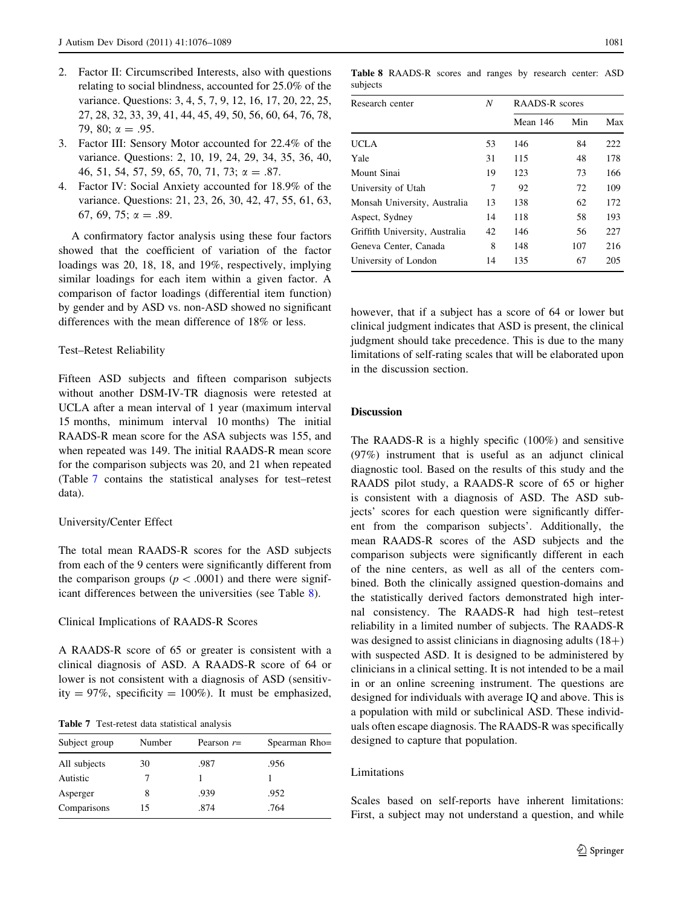2. Factor II: Circumscribed Interests, also with questions relating to social blindness, accounted for 25.0% of the variance. Questions: 3, 4, 5, 7, 9, 12, 16, 17, 20, 22, 25, 27, 28, 32, 33, 39, 41, 44, 45, 49, 50, 56, 60, 64, 76, 78, 79, 80; $\alpha = .95$.
3. Factor III: Sensory Motor accounted for 22.4% of the variance. Questions: 2, 10, 19, 24, 29, 34, 35, 36, 40, 46, 51, 54, 57, 59, 65, 70, 71, 73; $\alpha = .87$.
4. Factor IV: Social Anxiety accounted for 18.9% of the variance. Questions: 21, 23, 26, 30, 42, 47, 55, 61, 63, 67, 69, 75; $\alpha = .89$.

A confirmatory factor analysis using these four factors showed that the coefficient of variation of the factor loadings was 20, 18, 18, and 19%, respectively, implying similar loadings for each item within a given factor. A comparison of factor loadings (differential item function) by gender and by ASD vs. non-ASD showed no significant differences with the mean difference of 18% or less.

### Test–Retest Reliability

Fifteen ASD subjects and fifteen comparison subjects without another DSM-IV-TR diagnosis were retested at UCLA after a mean interval of 1 year (maximum interval 15 months, minimum interval 10 months) The initial RAADS-R mean score for the ASA subjects was 155, and when repeated was 149. The initial RAADS-R mean score for the comparison subjects was 20, and 21 when repeated (Table 7 contains the statistical analyses for test–retest data).

### University/Center Effect

The total mean RAADS-R scores for the ASD subjects from each of the 9 centers were significantly different from the comparison groups ($p < .0001$) and there were significant differences between the universities (see Table 8).

### Clinical Implications of RAADS-R Scores

A RAADS-R score of 65 or greater is consistent with a clinical diagnosis of ASD. A RAADS-R score of 64 or lower is not consistent with a diagnosis of ASD (sensitivity = 97%, specificity = 100%). It must be emphasized, however, that if a subject has a score of 64 or lower but clinical judgment indicates that ASD is present, the clinical judgment should take precedence. This is due to the many limitations of self-rating scales that will be elaborated upon in the discussion section.

**Table 7** Test-retest data statistical analysis

| Subject group | Number | Pearson $r$= | Spearman Rho= |
|---|---|---|---|
| All subjects | 30 | .987 | .956 |
| Autistic | 7 | 1 | 1 |
| Asperger | 8 | .939 | .952 |
| Comparisons | 15 | .874 | .764 |

**Table 8** RAADS-R scores and ranges by research center: ASD subjects

| Research center | $N$ | RAADS-R scores | | |
|---|---|---|---|---|
| | | Mean 146 | Min | Max |
| UCLA | 53 | 146 | 84 | 222 |
| Yale | 31 | 115 | 48 | 178 |
| Mount Sinai | 19 | 123 | 73 | 166 |
| University of Utah | 7 | 92 | 72 | 109 |
| Monsah University, Australia | 13 | 138 | 62 | 172 |
| Aspect, Sydney | 14 | 118 | 58 | 193 |
| Griffith University, Australia | 42 | 146 | 56 | 227 |
| Geneva Center, Canada | 8 | 148 | 107 | 216 |
| University of London | 14 | 135 | 67 | 205 |

## Discussion

The RAADS-R is a highly specific (100%) and sensitive (97%) instrument that is useful as an adjunct clinical diagnostic tool. Based on the results of this study and the RAADS pilot study, a RAADS-R score of 65 or higher is consistent with a diagnosis of ASD. The ASD subjects' scores for each question were significantly different from the comparison subjects'. Additionally, the mean RAADS-R scores of the ASD subjects and the comparison subjects were significantly different in each of the nine centers, as well as all of the centers combined. Both the clinically assigned question-domains and the statistically derived factors demonstrated high internal consistency. The RAADS-R had high test–retest reliability in a limited number of subjects. The RAADS-R was designed to assist clinicians in diagnosing adults (18+) with suspected ASD. It is designed to be administered by clinicians in a clinical setting. It is not intended to be a mail in or an online screening instrument. The questions are designed for individuals with average IQ and above. This is a population with mild or subclinical ASD. These individuals often escape diagnosis. The RAADS-R was specifically designed to capture that population.

### Limitations

Scales based on self-reports have inherent limitations: First, a subject may not understand a question, and while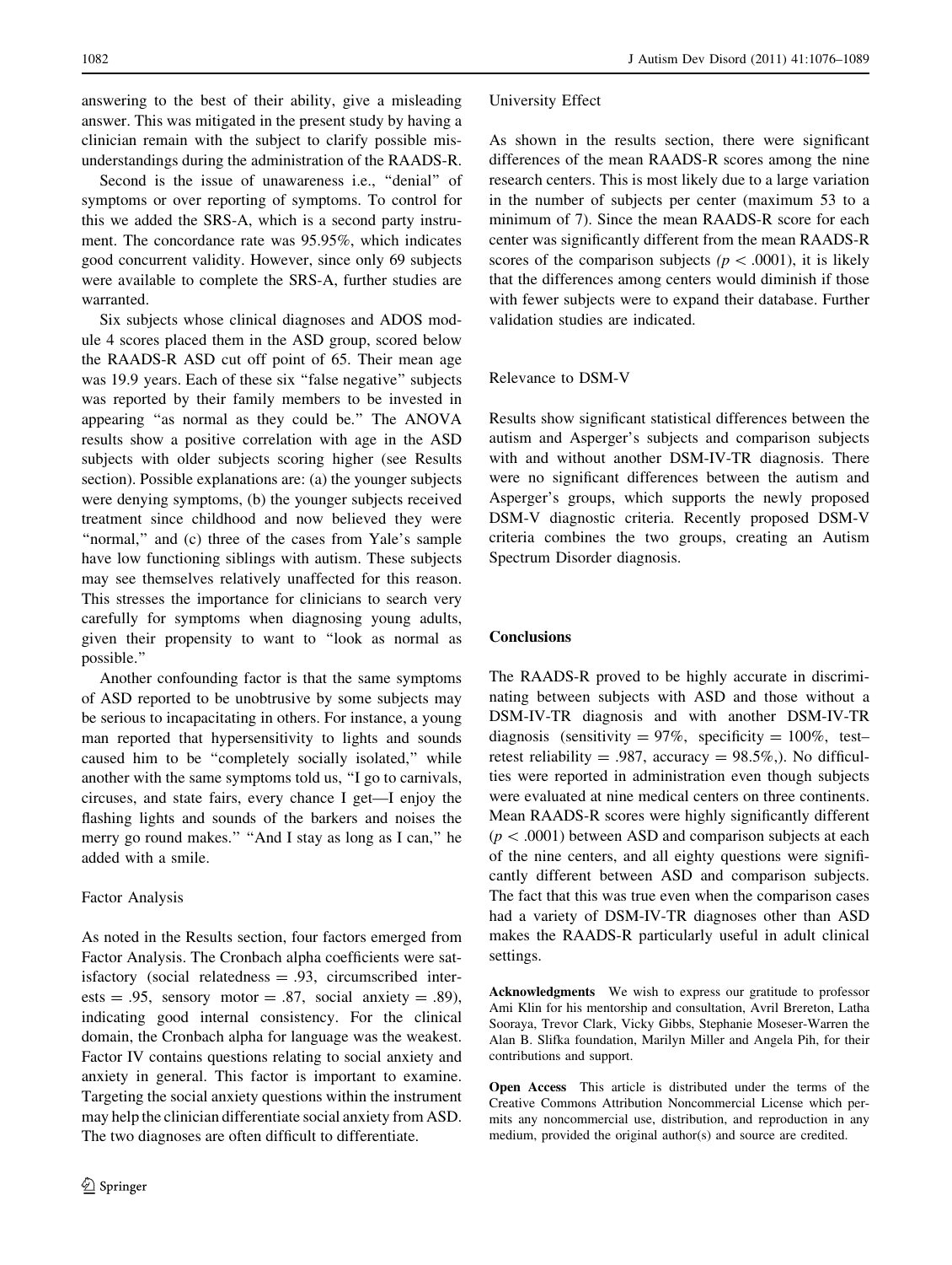answering to the best of their ability, give a misleading answer. This was mitigated in the present study by having a clinician remain with the subject to clarify possible misunderstandings during the administration of the RAADS-R.

Second is the issue of unawareness i.e., "denial" of symptoms or over reporting of symptoms. To control for this we added the SRS-A, which is a second party instrument. The concordance rate was 95.95%, which indicates good concurrent validity. However, since only 69 subjects were available to complete the SRS-A, further studies are warranted.

Six subjects whose clinical diagnoses and ADOS module 4 scores placed them in the ASD group, scored below the RAADS-R ASD cut off point of 65. Their mean age was 19.9 years. Each of these six "false negative" subjects was reported by their family members to be invested in appearing "as normal as they could be." The ANOVA results show a positive correlation with age in the ASD subjects with older subjects scoring higher (see Results section). Possible explanations are: (a) the younger subjects were denying symptoms, (b) the younger subjects received treatment since childhood and now believed they were "normal," and (c) three of the cases from Yale's sample have low functioning siblings with autism. These subjects may see themselves relatively unaffected for this reason. This stresses the importance for clinicians to search very carefully for symptoms when diagnosing young adults, given their propensity to want to "look as normal as possible."

Another confounding factor is that the same symptoms of ASD reported to be unobtrusive by some subjects may be serious to incapacitating in others. For instance, a young man reported that hypersensitivity to lights and sounds caused him to be "completely socially isolated," while another with the same symptoms told us, "I go to carnivals, circuses, and state fairs, every chance I get—I enjoy the flashing lights and sounds of the barkers and noises the merry go round makes." "And I stay as long as I can," he added with a smile.

### Factor Analysis

As noted in the Results section, four factors emerged from Factor Analysis. The Cronbach alpha coefficients were satisfactory (social relatedness = .93, circumscribed interests = .95, sensory motor = .87, social anxiety = .89), indicating good internal consistency. For the clinical domain, the Cronbach alpha for language was the weakest. Factor IV contains questions relating to social anxiety and anxiety in general. This factor is important to examine. Targeting the social anxiety questions within the instrument may help the clinician differentiate social anxiety from ASD. The two diagnoses are often difficult to differentiate.

### University Effect

As shown in the results section, there were significant differences of the mean RAADS-R scores among the nine research centers. This is most likely due to a large variation in the number of subjects per center (maximum 53 to a minimum of 7). Since the mean RAADS-R score for each center was significantly different from the mean RAADS-R scores of the comparison subjects ($p < .0001$), it is likely that the differences among centers would diminish if those with fewer subjects were to expand their database. Further validation studies are indicated.

### Relevance to DSM-V

Results show significant statistical differences between the autism and Asperger's subjects and comparison subjects with and without another DSM-IV-TR diagnosis. There were no significant differences between the autism and Asperger's groups, which supports the newly proposed DSM-V diagnostic criteria. Recently proposed DSM-V criteria combines the two groups, creating an Autism Spectrum Disorder diagnosis.

## Conclusions

The RAADS-R proved to be highly accurate in discriminating between subjects with ASD and those without a DSM-IV-TR diagnosis and with another DSM-IV-TR diagnosis (sensitivity = 97%, specificity = 100%, test–retest reliability = .987, accuracy = 98.5%,). No difficulties were reported in administration even though subjects were evaluated at nine medical centers on three continents. Mean RAADS-R scores were highly significantly different ($p < .0001$) between ASD and comparison subjects at each of the nine centers, and all eighty questions were significantly different between ASD and comparison subjects. The fact that this was true even when the comparison cases had a variety of DSM-IV-TR diagnoses other than ASD makes the RAADS-R particularly useful in adult clinical settings.

**Acknowledgments** We wish to express our gratitude to professor Ami Klin for his mentorship and consultation, Avril Brereton, Latha Sooraya, Trevor Clark, Vicky Gibbs, Stephanie Moseser-Warren the Alan B. Slifka foundation, Marilyn Miller and Angela Pih, for their contributions and support.

**Open Access** This article is distributed under the terms of the Creative Commons Attribution Noncommercial License which permits any noncommercial use, distribution, and reproduction in any medium, provided the original author(s) and source are credited.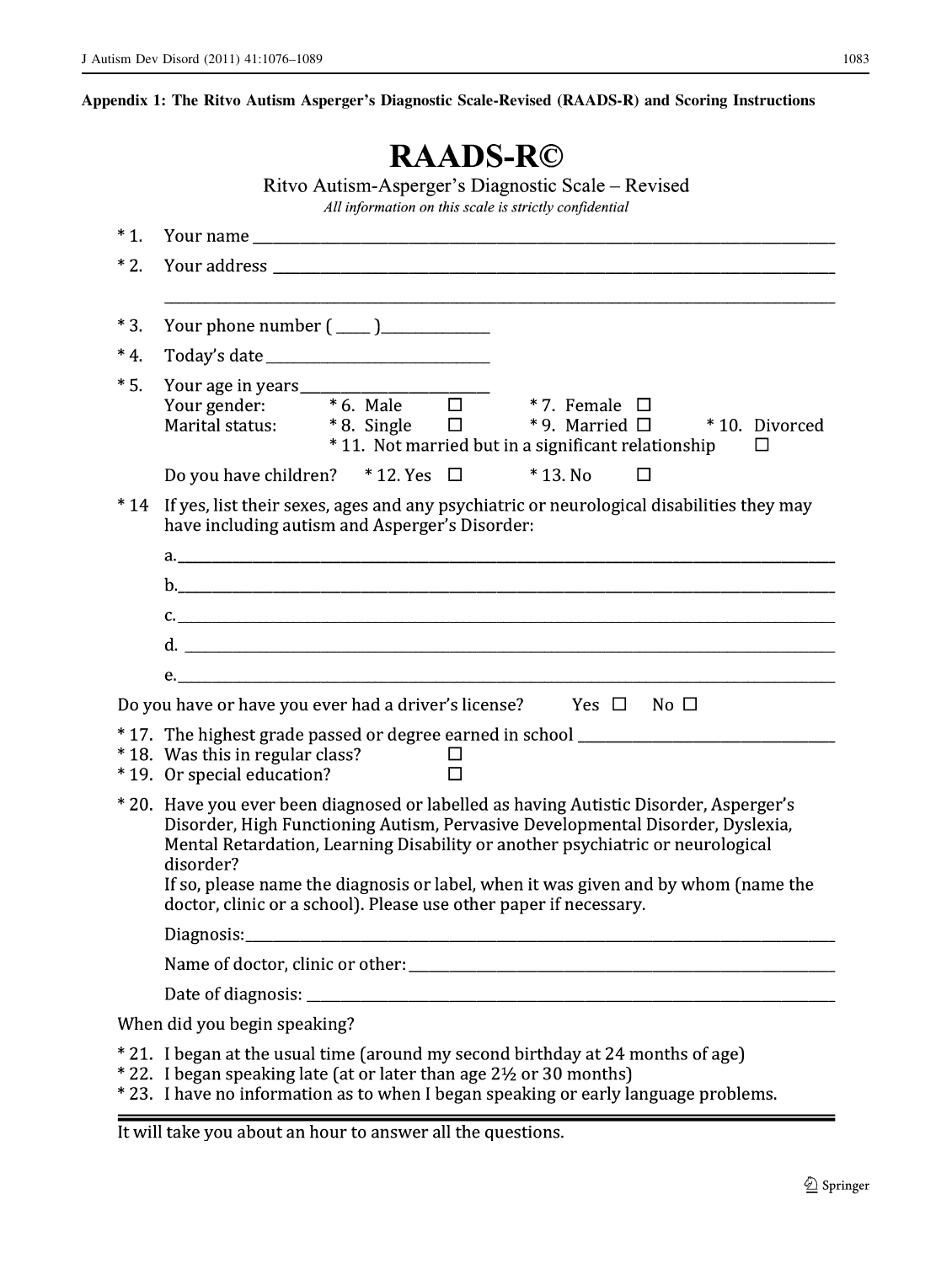**Appendix 1: The Ritvo Autism Asperger's Diagnostic Scale-Revised (RAADS-R) and Scoring Instructions**

# RAADS-R©

Ritvo Autism-Asperger's Diagnostic Scale – Revised

*All information on this scale is strictly confidential*

\* 1. Your name ______________________________

\* 2. Your address ______________________________

______________________________

\* 3. Your phone number ( ____ )______________

\* 4. Today's date ______________________________

\* 5. Your age in years ______________________

Your gender: * 6. Male ☐ * 7. Female ☐

Marital status: * 8. Single ☐ * 9. Married ☐ * 10. Divorced

\* 11. Not married but in a significant relationship ☐

Do you have children? * 12. Yes ☐ * 13. No ☐

\* 14 If yes, list their sexes, ages and any psychiatric or neurological disabilities they may have including autism and Asperger's Disorder:

a. ______________________________

b. ______________________________

c. ______________________________

d. ______________________________

e. ______________________________

Do you have or have you ever had a driver's license? Yes ☐ No ☐

\* 17. The highest grade passed or degree earned in school ______________________________

\* 18. Was this in regular class? ☐

\* 19. Or special education? ☐

\* 20. Have you ever been diagnosed or labelled as having Autistic Disorder, Asperger's Disorder, High Functioning Autism, Pervasive Developmental Disorder, Dyslexia, Mental Retardation, Learning Disability or another psychiatric or neurological disorder?

If so, please name the diagnosis or label, when it was given and by whom (name the doctor, clinic or a school). Please use other paper if necessary.

Diagnosis: ______________________________

Name of doctor, clinic or other: ______________________________

Date of diagnosis: ______________________________

When did you begin speaking?

\* 21. I began at the usual time (around my second birthday at 24 months of age)

\* 22. I began speaking late (at or later than age 2½ or 30 months)

\* 23. I have no information as to when I began speaking or early language problems.

---

It will take you about an hour to answer all the questions.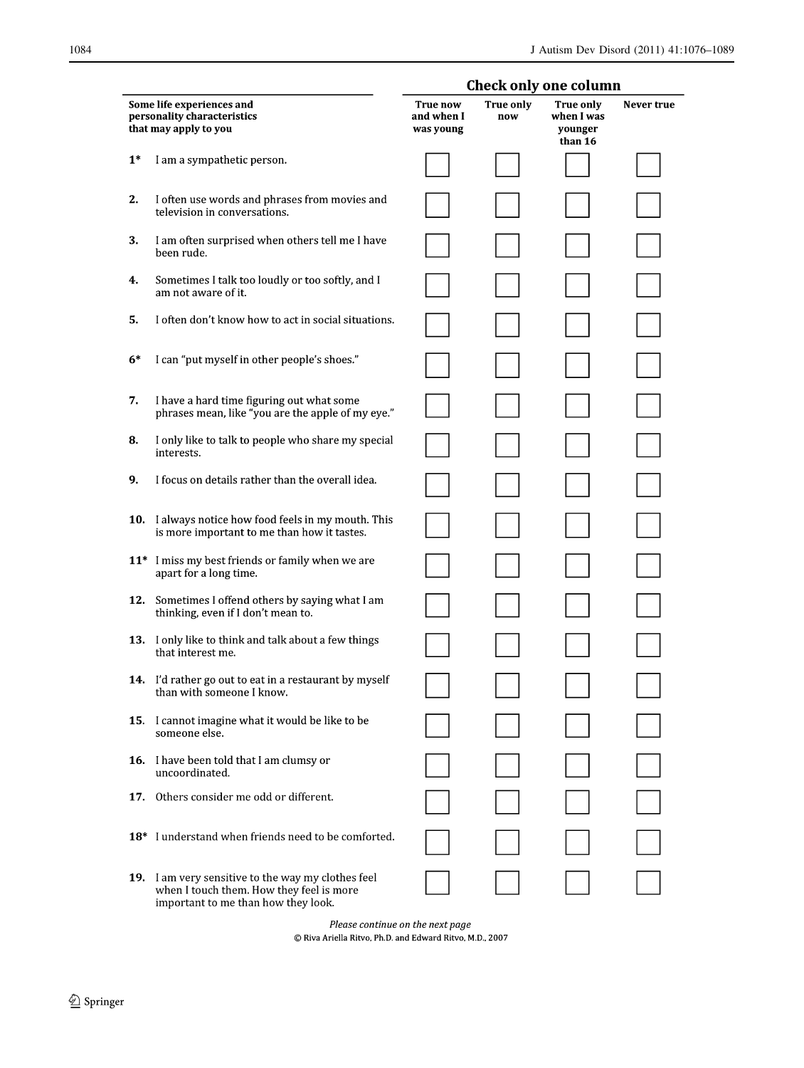| Some life experiences and personality characteristics that may apply to you | Check only one column | | | |
|---|---|---|---|---|
| | True now and when I was young | True only now | True only when I was younger than 16 | Never true |
| **1*** I am a sympathetic person. | ☐ | ☐ | ☐ | ☐ |
| **2.** I often use words and phrases from movies and television in conversations. | ☐ | ☐ | ☐ | ☐ |
| **3.** I am often surprised when others tell me I have been rude. | ☐ | ☐ | ☐ | ☐ |
| **4.** Sometimes I talk too loudly or too softly, and I am not aware of it. | ☐ | ☐ | ☐ | ☐ |
| **5.** I often don't know how to act in social situations. | ☐ | ☐ | ☐ | ☐ |
| **6*** I can "put myself in other people's shoes." | ☐ | ☐ | ☐ | ☐ |
| **7.** I have a hard time figuring out what some phrases mean, like "you are the apple of my eye." | ☐ | ☐ | ☐ | ☐ |
| **8.** I only like to talk to people who share my special interests. | ☐ | ☐ | ☐ | ☐ |
| **9.** I focus on details rather than the overall idea. | ☐ | ☐ | ☐ | ☐ |
| **10.** I always notice how food feels in my mouth. This is more important to me than how it tastes. | ☐ | ☐ | ☐ | ☐ |
| **11*** I miss my best friends or family when we are apart for a long time. | ☐ | ☐ | ☐ | ☐ |
| **12.** Sometimes I offend others by saying what I am thinking, even if I don't mean to. | ☐ | ☐ | ☐ | ☐ |
| **13.** I only like to think and talk about a few things that interest me. | ☐ | ☐ | ☐ | ☐ |
| **14.** I'd rather go out to eat in a restaurant by myself than with someone I know. | ☐ | ☐ | ☐ | ☐ |
| **15.** I cannot imagine what it would be like to be someone else. | ☐ | ☐ | ☐ | ☐ |
| **16.** I have been told that I am clumsy or uncoordinated. | ☐ | ☐ | ☐ | ☐ |
| **17.** Others consider me odd or different. | ☐ | ☐ | ☐ | ☐ |
| **18*** I understand when friends need to be comforted. | ☐ | ☐ | ☐ | ☐ |
| **19.** I am very sensitive to the way my clothes feel when I touch them. How they feel is more important to me than how they look. | ☐ | ☐ | ☐ | ☐ |

*Please continue on the next page*

© Riva Ariella Ritvo, Ph.D. and Edward Ritvo, M.D., 2007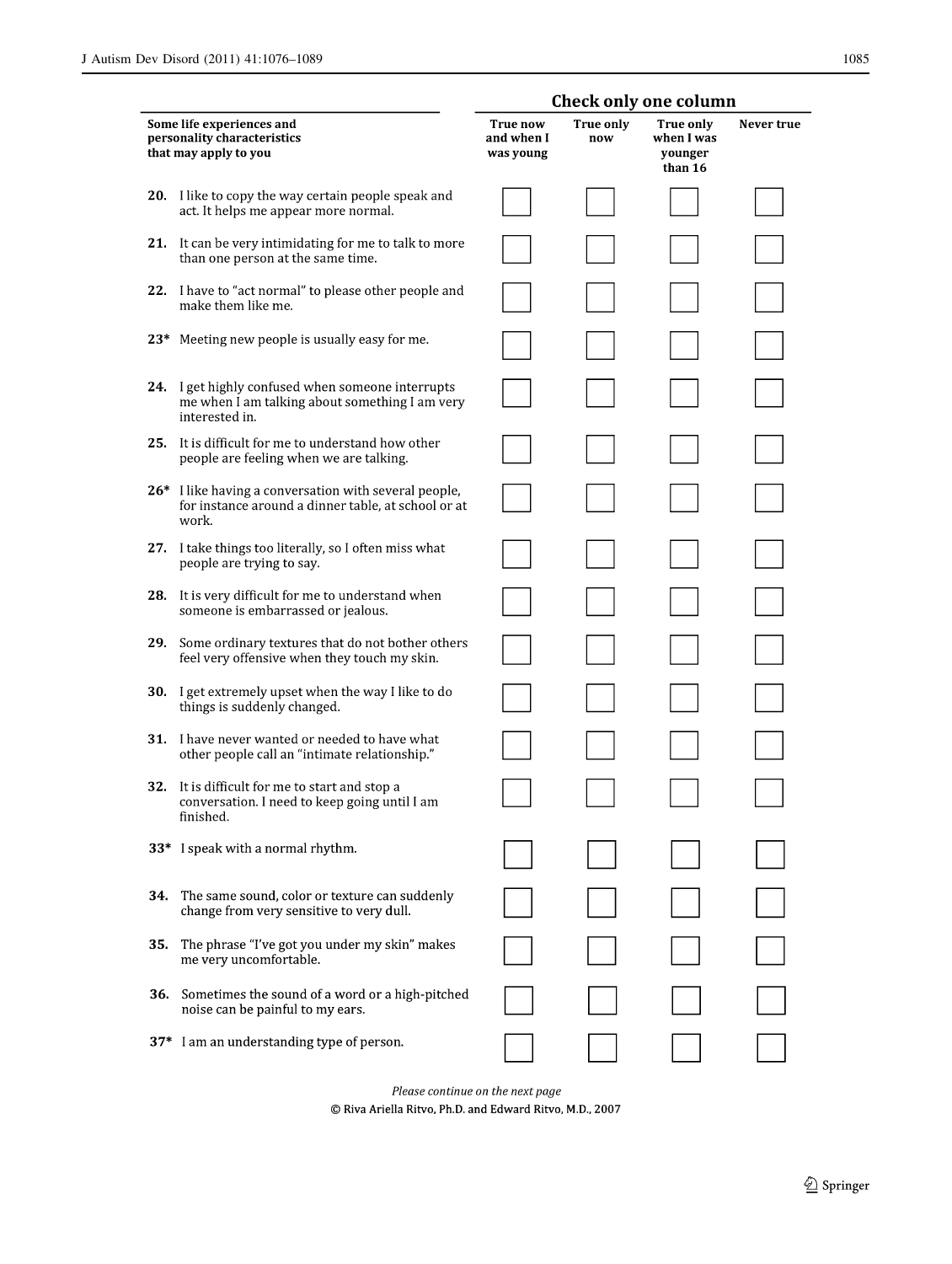| Some life experiences and personality characteristics that may apply to you | Check only one column | | | |
|---|---|---|---|---|
| | True now and when I was young | True only now | True only when I was younger than 16 | Never true |
| **20.** I like to copy the way certain people speak and act. It helps me appear more normal. | ☐ | ☐ | ☐ | ☐ |
| **21.** It can be very intimidating for me to talk to more than one person at the same time. | ☐ | ☐ | ☐ | ☐ |
| **22.** I have to "act normal" to please other people and make them like me. | ☐ | ☐ | ☐ | ☐ |
| **23*** Meeting new people is usually easy for me. | ☐ | ☐ | ☐ | ☐ |
| **24.** I get highly confused when someone interrupts me when I am talking about something I am very interested in. | ☐ | ☐ | ☐ | ☐ |
| **25.** It is difficult for me to understand how other people are feeling when we are talking. | ☐ | ☐ | ☐ | ☐ |
| **26*** I like having a conversation with several people, for instance around a dinner table, at school or at work. | ☐ | ☐ | ☐ | ☐ |
| **27.** I take things too literally, so I often miss what people are trying to say. | ☐ | ☐ | ☐ | ☐ |
| **28.** It is very difficult for me to understand when someone is embarrassed or jealous. | ☐ | ☐ | ☐ | ☐ |
| **29.** Some ordinary textures that do not bother others feel very offensive when they touch my skin. | ☐ | ☐ | ☐ | ☐ |
| **30.** I get extremely upset when the way I like to do things is suddenly changed. | ☐ | ☐ | ☐ | ☐ |
| **31.** I have never wanted or needed to have what other people call an "intimate relationship." | ☐ | ☐ | ☐ | ☐ |
| **32.** It is difficult for me to start and stop a conversation. I need to keep going until I am finished. | ☐ | ☐ | ☐ | ☐ |
| **33*** I speak with a normal rhythm. | ☐ | ☐ | ☐ | ☐ |
| **34.** The same sound, color or texture can suddenly change from very sensitive to very dull. | ☐ | ☐ | ☐ | ☐ |
| **35.** The phrase "I've got you under my skin" makes me very uncomfortable. | ☐ | ☐ | ☐ | ☐ |
| **36.** Sometimes the sound of a word or a high-pitched noise can be painful to my ears. | ☐ | ☐ | ☐ | ☐ |
| **37*** I am an understanding type of person. | ☐ | ☐ | ☐ | ☐ |

*Please continue on the next page*

© Riva Ariella Ritvo, Ph.D. and Edward Ritvo, M.D., 2007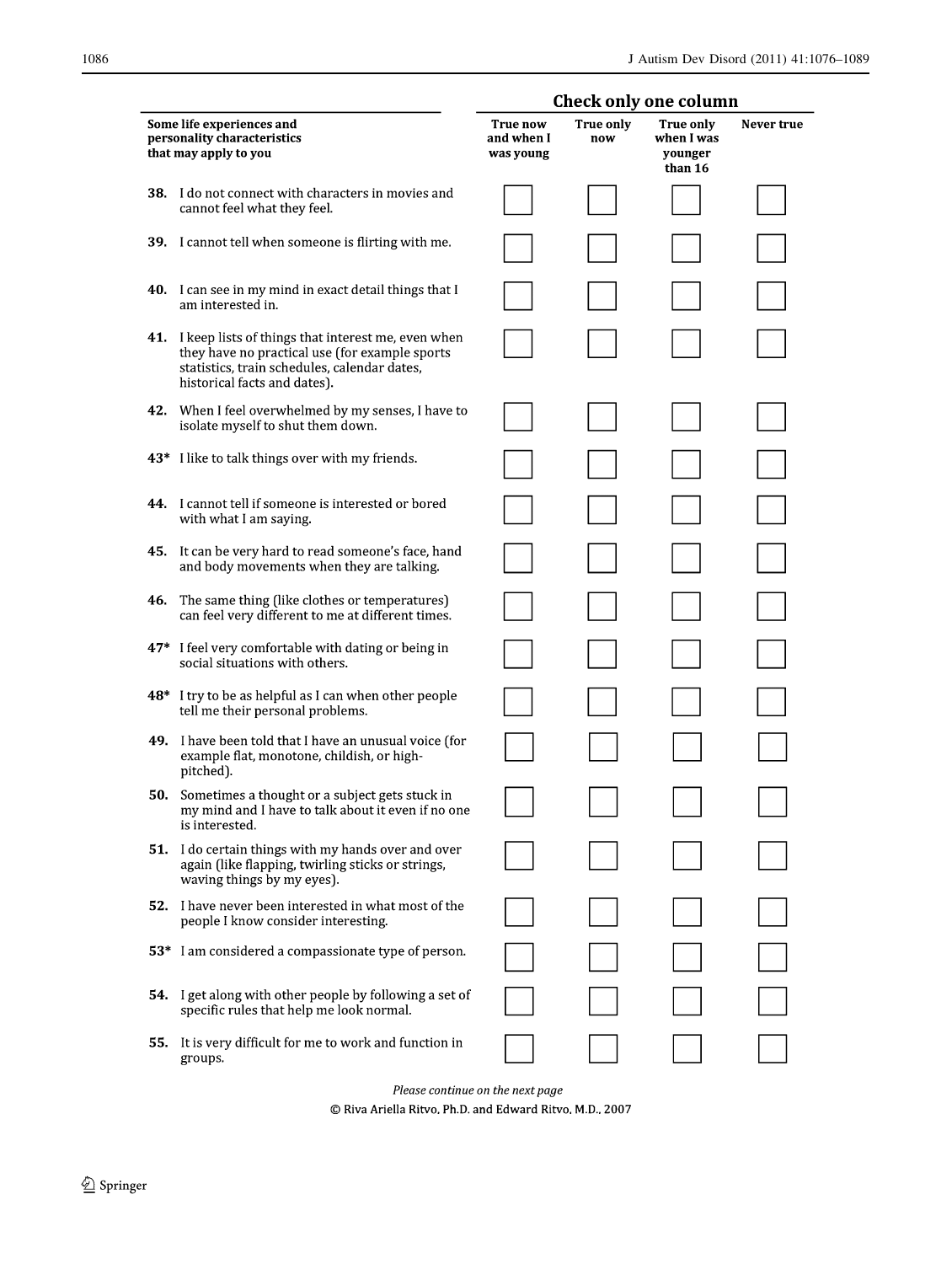| Some life experiences and personality characteristics that may apply to you | True now and when I was young | True only now | True only when I was younger than 16 | Never true |
|---|---|---|---|---|
| | **Check only one column** | | | |
| **38.** I do not connect with characters in movies and cannot feel what they feel. | ☐ | ☐ | ☐ | ☐ |
| **39.** I cannot tell when someone is flirting with me. | ☐ | ☐ | ☐ | ☐ |
| **40.** I can see in my mind in exact detail things that I am interested in. | ☐ | ☐ | ☐ | ☐ |
| **41.** I keep lists of things that interest me, even when they have no practical use (for example sports statistics, train schedules, calendar dates, historical facts and dates). | ☐ | ☐ | ☐ | ☐ |
| **42.** When I feel overwhelmed by my senses, I have to isolate myself to shut them down. | ☐ | ☐ | ☐ | ☐ |
| **43*** I like to talk things over with my friends. | ☐ | ☐ | ☐ | ☐ |
| **44.** I cannot tell if someone is interested or bored with what I am saying. | ☐ | ☐ | ☐ | ☐ |
| **45.** It can be very hard to read someone's face, hand and body movements when they are talking. | ☐ | ☐ | ☐ | ☐ |
| **46.** The same thing (like clothes or temperatures) can feel very different to me at different times. | ☐ | ☐ | ☐ | ☐ |
| **47*** I feel very comfortable with dating or being in social situations with others. | ☐ | ☐ | ☐ | ☐ |
| **48*** I try to be as helpful as I can when other people tell me their personal problems. | ☐ | ☐ | ☐ | ☐ |
| **49.** I have been told that I have an unusual voice (for example flat, monotone, childish, or high-pitched). | ☐ | ☐ | ☐ | ☐ |
| **50.** Sometimes a thought or a subject gets stuck in my mind and I have to talk about it even if no one is interested. | ☐ | ☐ | ☐ | ☐ |
| **51.** I do certain things with my hands over and over again (like flapping, twirling sticks or strings, waving things by my eyes). | ☐ | ☐ | ☐ | ☐ |
| **52.** I have never been interested in what most of the people I know consider interesting. | ☐ | ☐ | ☐ | ☐ |
| **53*** I am considered a compassionate type of person. | ☐ | ☐ | ☐ | ☐ |
| **54.** I get along with other people by following a set of specific rules that help me look normal. | ☐ | ☐ | ☐ | ☐ |
| **55.** It is very difficult for me to work and function in groups. | ☐ | ☐ | ☐ | ☐ |

*Please continue on the next page*

© Riva Ariella Ritvo, Ph.D. and Edward Ritvo, M.D., 2007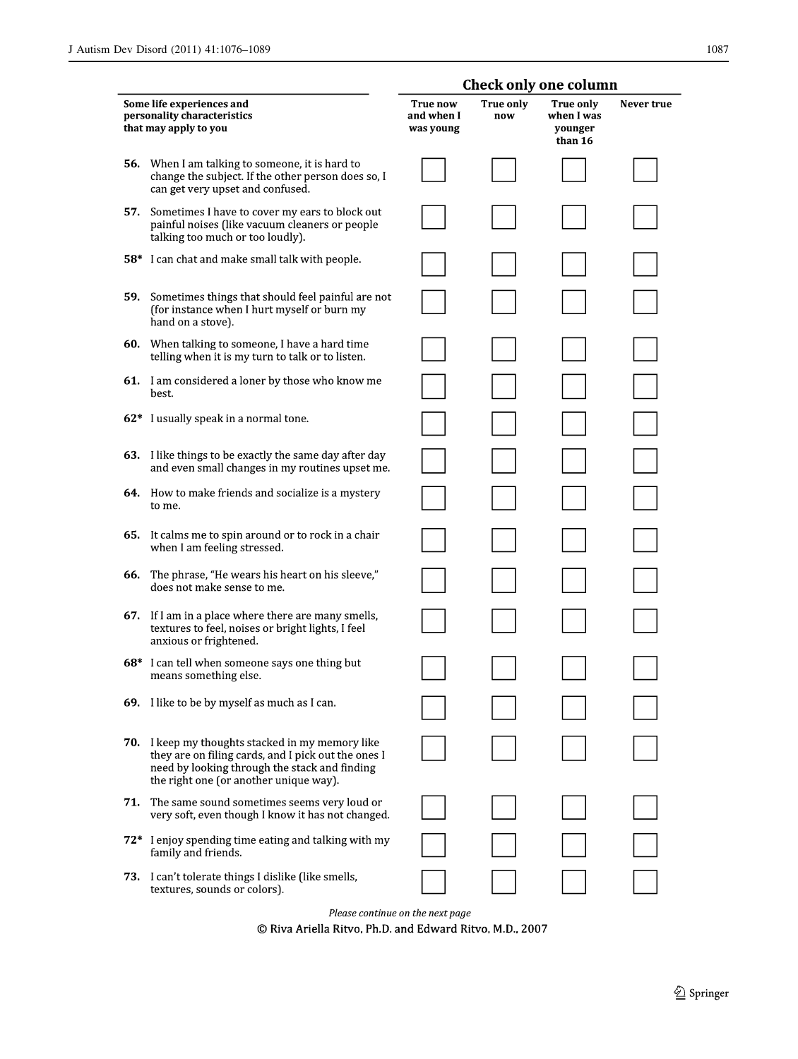| Some life experiences and personality characteristics that may apply to you | Check only one column | | | |
|---|---|---|---|---|
| | True now and when I was young | True only now | True only when I was younger than 16 | Never true |
| **56.** When I am talking to someone, it is hard to change the subject. If the other person does so, I can get very upset and confused. | ☐ | ☐ | ☐ | ☐ |
| **57.** Sometimes I have to cover my ears to block out painful noises (like vacuum cleaners or people talking too much or too loudly). | ☐ | ☐ | ☐ | ☐ |
| **58*** I can chat and make small talk with people. | ☐ | ☐ | ☐ | ☐ |
| **59.** Sometimes things that should feel painful are not (for instance when I hurt myself or burn my hand on a stove). | ☐ | ☐ | ☐ | ☐ |
| **60.** When talking to someone, I have a hard time telling when it is my turn to talk or to listen. | ☐ | ☐ | ☐ | ☐ |
| **61.** I am considered a loner by those who know me best. | ☐ | ☐ | ☐ | ☐ |
| **62*** I usually speak in a normal tone. | ☐ | ☐ | ☐ | ☐ |
| **63.** I like things to be exactly the same day after day and even small changes in my routines upset me. | ☐ | ☐ | ☐ | ☐ |
| **64.** How to make friends and socialize is a mystery to me. | ☐ | ☐ | ☐ | ☐ |
| **65.** It calms me to spin around or to rock in a chair when I am feeling stressed. | ☐ | ☐ | ☐ | ☐ |
| **66.** The phrase, "He wears his heart on his sleeve," does not make sense to me. | ☐ | ☐ | ☐ | ☐ |
| **67.** If I am in a place where there are many smells, textures to feel, noises or bright lights, I feel anxious or frightened. | ☐ | ☐ | ☐ | ☐ |
| **68*** I can tell when someone says one thing but means something else. | ☐ | ☐ | ☐ | ☐ |
| **69.** I like to be by myself as much as I can. | ☐ | ☐ | ☐ | ☐ |
| **70.** I keep my thoughts stacked in my memory like they are on filing cards, and I pick out the ones I need by looking through the stack and finding the right one (or another unique way). | ☐ | ☐ | ☐ | ☐ |
| **71.** The same sound sometimes seems very loud or very soft, even though I know it has not changed. | ☐ | ☐ | ☐ | ☐ |
| **72*** I enjoy spending time eating and talking with my family and friends. | ☐ | ☐ | ☐ | ☐ |
| **73.** I can't tolerate things I dislike (like smells, textures, sounds or colors). | ☐ | ☐ | ☐ | ☐ |

*Please continue on the next page*

© Riva Ariella Ritvo, Ph.D. and Edward Ritvo, M.D., 2007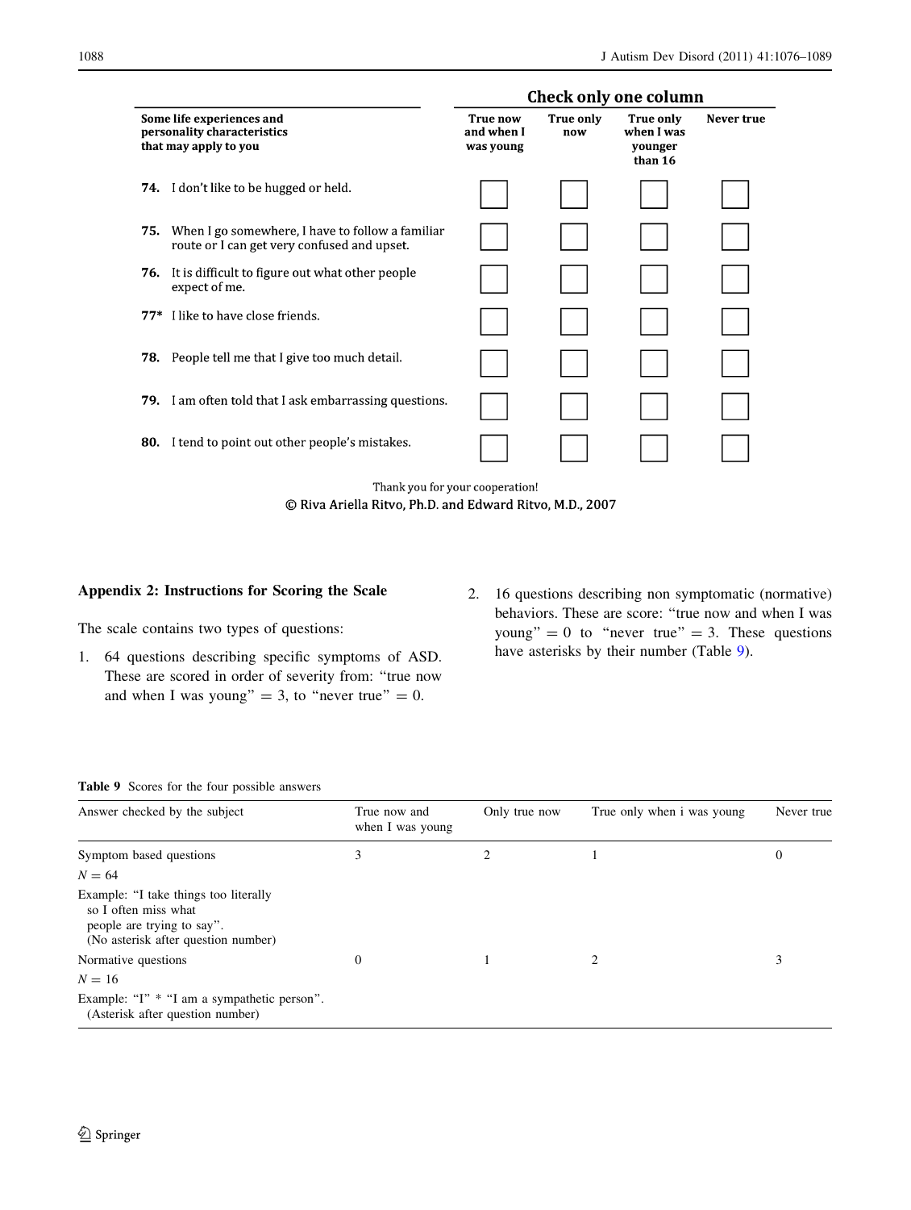| Some life experiences and personality characteristics that may apply to you | Check only one column | | | |
|---|---|---|---|---|
| | True now and when I was young | True only now | True only when I was younger than 16 | Never true |
| **74.** I don't like to be hugged or held. | ☐ | ☐ | ☐ | ☐ |
| **75.** When I go somewhere, I have to follow a familiar route or I can get very confused and upset. | ☐ | ☐ | ☐ | ☐ |
| **76.** It is difficult to figure out what other people expect of me. | ☐ | ☐ | ☐ | ☐ |
| **77*** I like to have close friends. | ☐ | ☐ | ☐ | ☐ |
| **78.** People tell me that I give too much detail. | ☐ | ☐ | ☐ | ☐ |
| **79.** I am often told that I ask embarrassing questions. | ☐ | ☐ | ☐ | ☐ |
| **80.** I tend to point out other people's mistakes. | ☐ | ☐ | ☐ | ☐ |

Thank you for your cooperation!

© Riva Ariella Ritvo, Ph.D. and Edward Ritvo, M.D., 2007

## Appendix 2: Instructions for Scoring the Scale

The scale contains two types of questions:

1. 64 questions describing specific symptoms of ASD. These are scored in order of severity from: "true now and when I was young" = 3, to "never true" = 0.
2. 16 questions describing non symptomatic (normative) behaviors. These are score: "true now and when I was young" = 0 to "never true" = 3. These questions have asterisks by their number (Table 9).

**Table 9** Scores for the four possible answers

| Answer checked by the subject | True now and when I was young | Only true now | True only when i was young | Never true |
|---|---|---|---|---|
| Symptom based questions<br>$N = 64$<br>Example: "I take things too literally so I often miss what people are trying to say".<br>(No asterisk after question number) | 3 | 2 | 1 | 0 |
| Normative questions<br>$N = 16$<br>Example: "I" * "I am a sympathetic person".<br>(Asterisk after question number) | 0 | 1 | 2 | 3 |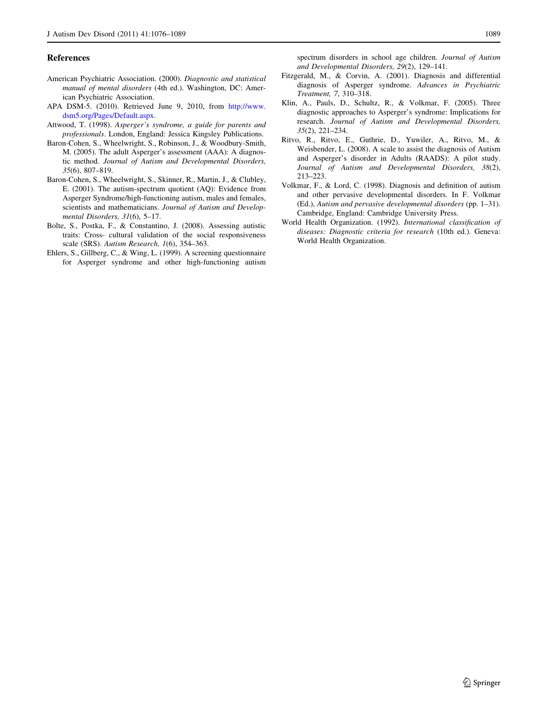## References

American Psychiatric Association. (2000). *Diagnostic and statistical manual of mental disorders* (4th ed.). Washington, DC: American Psychiatric Association.

APA DSM-5. (2010). Retrieved June 9, 2010, from http://www.dsm5.org/Pages/Default.aspx.

Attwood, T. (1998). *Asperger's syndrome, a guide for parents and professionals*. London, England: Jessica Kingsley Publications.

Baron-Cohen, S., Wheelwright, S., Robinson, J., & Woodbury-Smith, M. (2005). The adult Asperger's assessment (AAA): A diagnostic method. *Journal of Autism and Developmental Disorders, 35*(6), 807–819.

Baron-Cohen, S., Wheelwright, S., Skinner, R., Martin, J., & Clubley, E. (2001). The autism-spectrum quotient (AQ): Evidence from Asperger Syndrome/high-functioning autism, males and females, scientists and mathematicians. *Journal of Autism and Developmental Disorders, 31*(6), 5–17.

Bolte, S., Postka, F., & Constantino, J. (2008). Assessing autistic traits: Cross- cultural validation of the social responsiveness scale (SRS). *Autism Research, 1*(6), 354–363.

Ehlers, S., Gillberg, C., & Wing, L. (1999). A screening questionnaire for Asperger syndrome and other high-functioning autism spectrum disorders in school age children. *Journal of Autism and Developmental Disorders, 29*(2), 129–141.

Fitzgerald, M., & Corvin, A. (2001). Diagnosis and differential diagnosis of Asperger syndrome. *Advances in Psychiatric Treatment, 7*, 310–318.

Klin, A., Pauls, D., Schultz, R., & Volkmar, F. (2005). Three diagnostic approaches to Asperger's syndrome: Implications for research. *Journal of Autism and Developmental Disorders, 35*(2), 221–234.

Ritvo, R., Ritvo, E., Guthrie, D., Yuwiler, A., Ritvo, M., & Weisbender, L. (2008). A scale to assist the diagnosis of Autism and Asperger's disorder in Adults (RAADS): A pilot study. *Journal of Autism and Developmental Disorders, 38*(2), 213–223.

Volkmar, F., & Lord, C. (1998). Diagnosis and definition of autism and other pervasive developmental disorders. In F. Volkmar (Ed.), *Autism and pervasive developmental disorders* (pp. 1–31). Cambridge, England: Cambridge University Press.

World Health Organization. (1992). *International classification of diseases: Diagnostic criteria for research* (10th ed.). Geneva: World Health Organization.